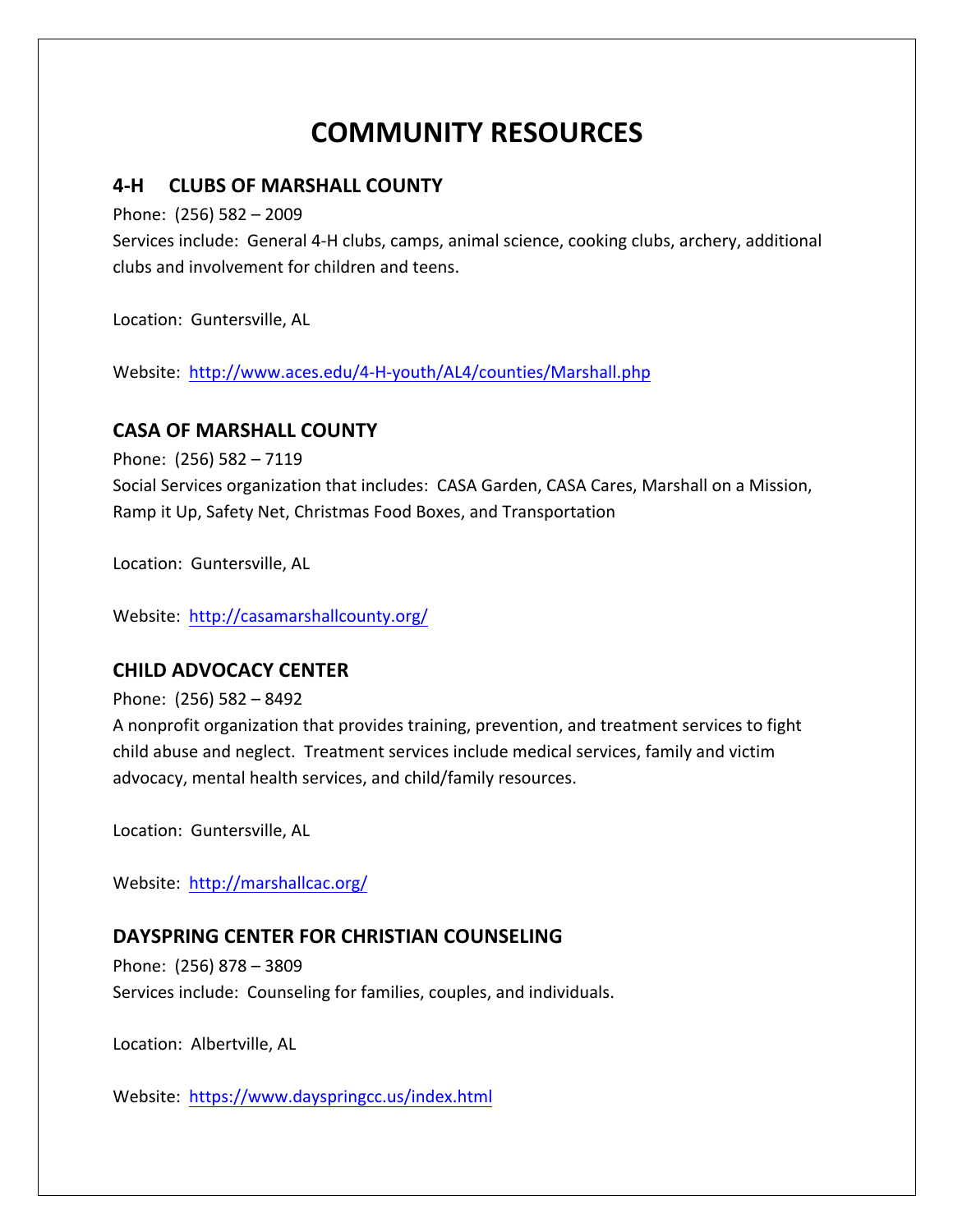# COMMUNITY RESOURCES

## 4-H CLUBS OF MARSHALL COUNTY

Phone: (256) 582 – 2009

Services include: General 4-H clubs, camps, animal science, cooking clubs, archery, additional clubs and involvement for children and teens.

Location: Guntersville, AL

Website: http://www.aces.edu/4-H-youth/AL4/counties/Marshall.php

## CASA OF MARSHALL COUNTY

Phone: (256) 582 – 7119

Social Services organization that includes: CASA Garden, CASA Cares, Marshall on a Mission, Ramp it Up, Safety Net, Christmas Food Boxes, and Transportation

Location: Guntersville, AL

Website: http://casamarshallcounty.org/

## CHILD ADVOCACY CENTER

Phone: (256) 582 – 8492

A nonprofit organization that provides training, prevention, and treatment services to fight child abuse and neglect. Treatment services include medical services, family and victim advocacy, mental health services, and child/family resources.

Location: Guntersville, AL

Website: http://marshallcac.org/

## DAYSPRING CENTER FOR CHRISTIAN COUNSELING

Phone: (256) 878 – 3809

Services include: Counseling for families, couples, and individuals.

Location: Albertville, AL

Website: https://www.dayspringcc.us/index.html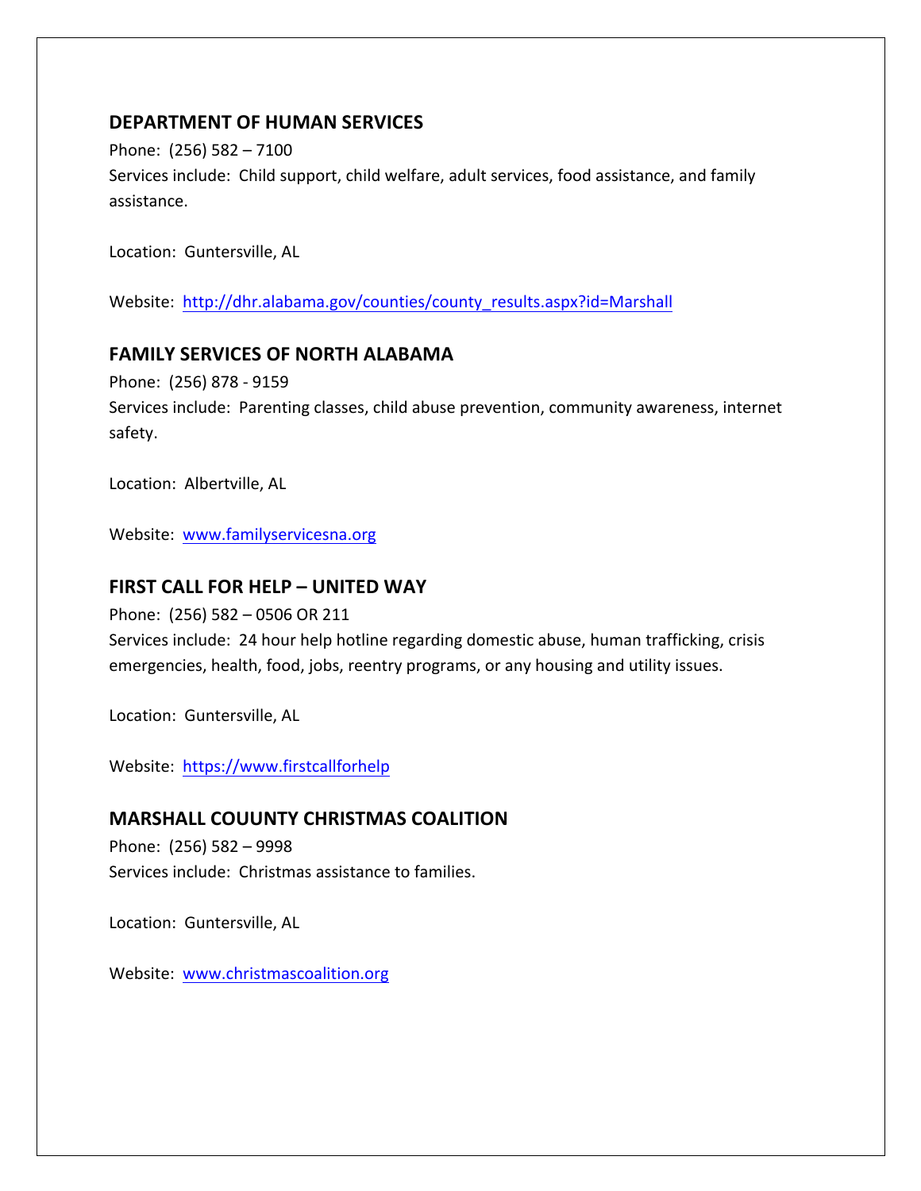### DEPARTMENT OF HUMAN SERVICES

Phone: (256) 582 – 7100

Services include: Child support, child welfare, adult services, food assistance, and family assistance.

Location: Guntersville, AL

Website: http://dhr.alabama.gov/counties/county_results.aspx?id=Marshall

### FAMILY SERVICES OF NORTH ALABAMA

Phone: (256) 878 - 9159

Services include: Parenting classes, child abuse prevention, community awareness, internet safety.

Location: Albertville, AL

Website: www.familyservicesna.org

### FIRST CALL FOR HELP – UNITED WAY

Phone: (256) 582 – 0506 OR 211

Services include: 24 hour help hotline regarding domestic abuse, human trafficking, crisis emergencies, health, food, jobs, reentry programs, or any housing and utility issues.

Location: Guntersville, AL

Website: https://www.firstcallforhelp

### MARSHALL COUUNTY CHRISTMAS COALITION

Phone: (256) 582 – 9998

Services include: Christmas assistance to families.

Location: Guntersville, AL

Website: www.christmascoalition.org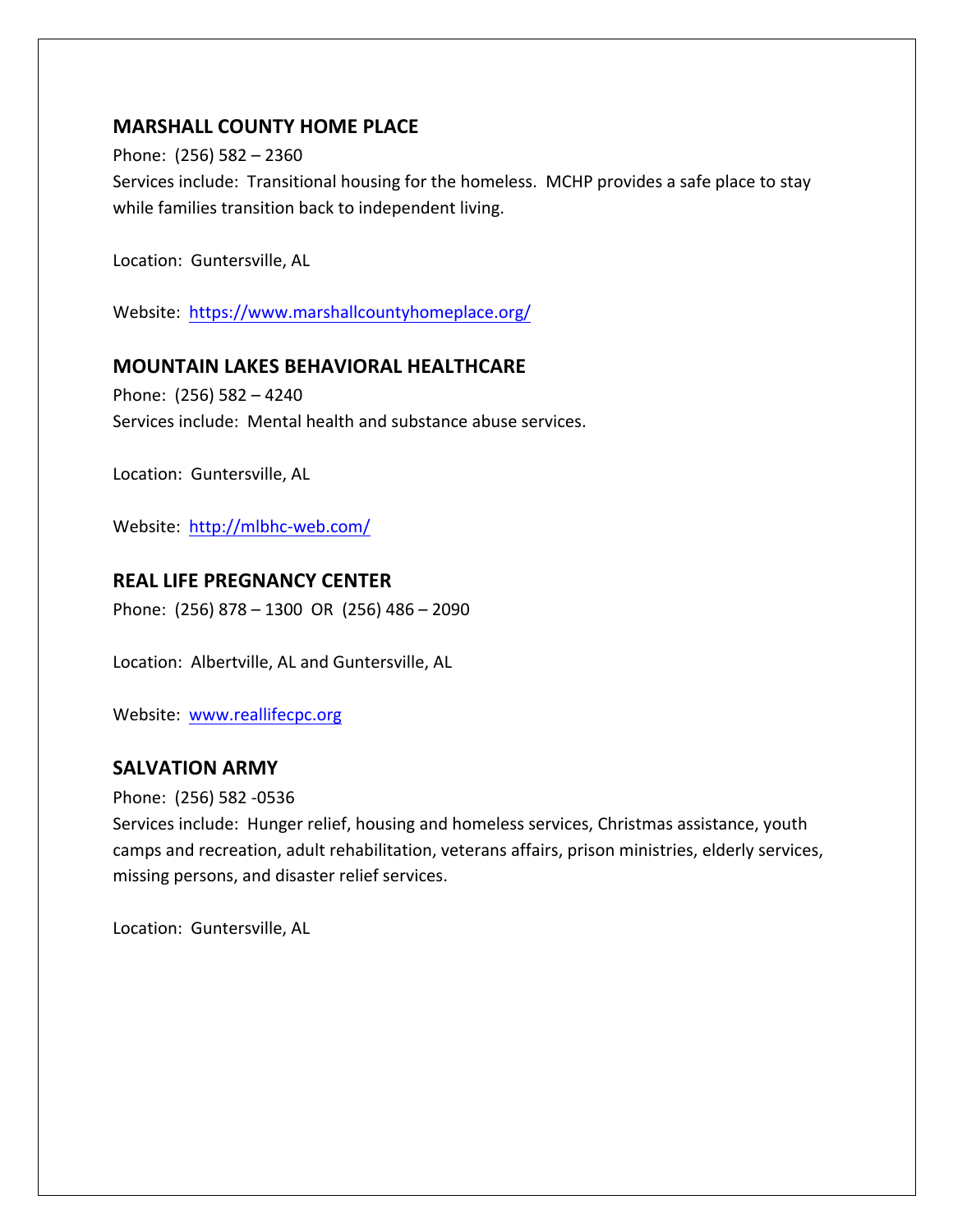## MARSHALL COUNTY HOME PLACE

Phone: (256) 582 – 2360

Services include: Transitional housing for the homeless. MCHP provides a safe place to stay while families transition back to independent living.

Location: Guntersville, AL

Website: https://www.marshallcountyhomeplace.org/

## MOUNTAIN LAKES BEHAVIORAL HEALTHCARE

Phone: (256) 582 – 4240

Services include: Mental health and substance abuse services.

Location: Guntersville, AL

Website: http://mlbhc-web.com/

## REAL LIFE PREGNANCY CENTER

Phone: (256) 878 – 1300 OR (256) 486 – 2090

Location: Albertville, AL and Guntersville, AL

Website: www.reallifecpc.org

## SALVATION ARMY

Phone: (256) 582 -0536

Services include: Hunger relief, housing and homeless services, Christmas assistance, youth camps and recreation, adult rehabilitation, veterans affairs, prison ministries, elderly services, missing persons, and disaster relief services.

Location: Guntersville, AL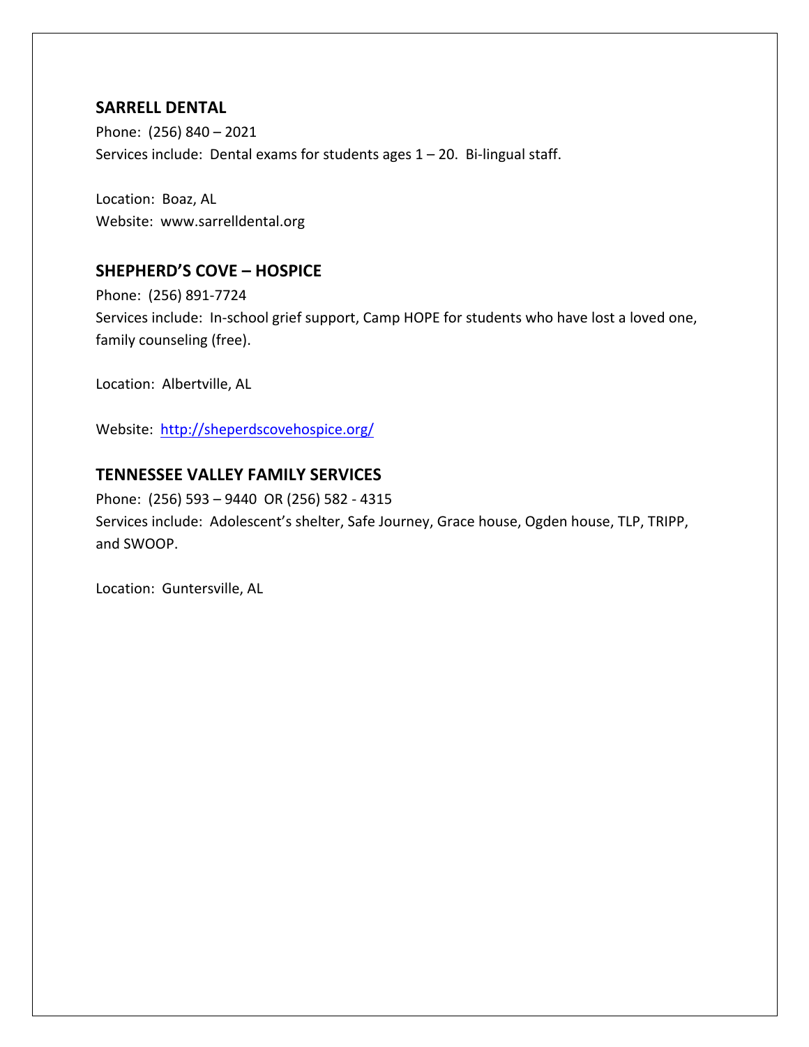## SARRELL DENTAL

Phone: (256) 840 – 2021

Services include: Dental exams for students ages 1 – 20. Bi-lingual staff.

Location: Boaz, AL

Website: www.sarrelldental.org

## SHEPHERD'S COVE – HOSPICE

Phone: (256) 891-7724

Services include: In-school grief support, Camp HOPE for students who have lost a loved one, family counseling (free).

Location: Albertville, AL

Website: http://sheperdscovehospice.org/

## TENNESSEE VALLEY FAMILY SERVICES

Phone: (256) 593 – 9440 OR (256) 582 - 4315

Services include: Adolescent's shelter, Safe Journey, Grace house, Ogden house, TLP, TRIPP, and SWOOP.

Location: Guntersville, AL